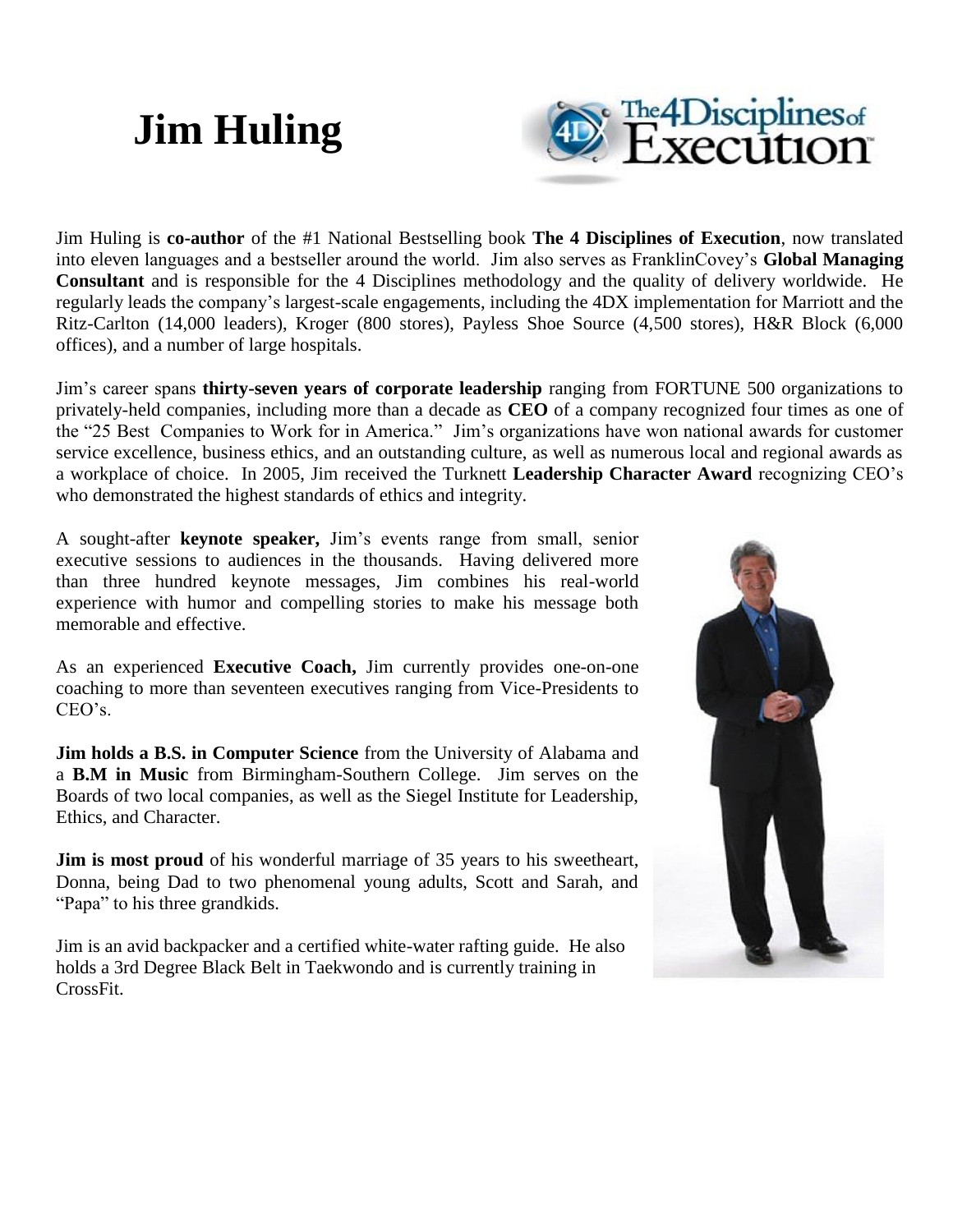# Jim Huling

Jim Huling is **co-author** of the #1 National Bestselling book **The 4 Disciplines of Execution**, now translated into eleven languages and a bestseller around the world. Jim also serves as FranklinCovey's **Global Managing Consultant** and is responsible for the 4 Disciplines methodology and the quality of delivery worldwide. He regularly leads the company's largest-scale engagements, including the 4DX implementation for Marriott and the Ritz-Carlton (14,000 leaders), Kroger (800 stores), Payless Shoe Source (4,500 stores), H&R Block (6,000 offices), and a number of large hospitals.

Jim's career spans **thirty-seven years of corporate leadership** ranging from FORTUNE 500 organizations to privately-held companies, including more than a decade as **CEO** of a company recognized four times as one of the "25 Best Companies to Work for in America." Jim's organizations have won national awards for customer service excellence, business ethics, and an outstanding culture, as well as numerous local and regional awards as a workplace of choice. In 2005, Jim received the Turknett **Leadership Character Award** recognizing CEO's who demonstrated the highest standards of ethics and integrity.

A sought-after **keynote speaker,** Jim's events range from small, senior executive sessions to audiences in the thousands. Having delivered more than three hundred keynote messages, Jim combines his real-world experience with humor and compelling stories to make his message both memorable and effective.

As an experienced **Executive Coach,** Jim currently provides one-on-one coaching to more than seventeen executives ranging from Vice-Presidents to CEO's.

**Jim holds a B.S. in Computer Science** from the University of Alabama and a **B.M in Music** from Birmingham-Southern College. Jim serves on the Boards of two local companies, as well as the Siegel Institute for Leadership, Ethics, and Character.

**Jim is most proud** of his wonderful marriage of 35 years to his sweetheart, Donna, being Dad to two phenomenal young adults, Scott and Sarah, and "Papa" to his three grandkids.

Jim is an avid backpacker and a certified white-water rafting guide. He also holds a 3rd Degree Black Belt in Taekwondo and is currently training in CrossFit.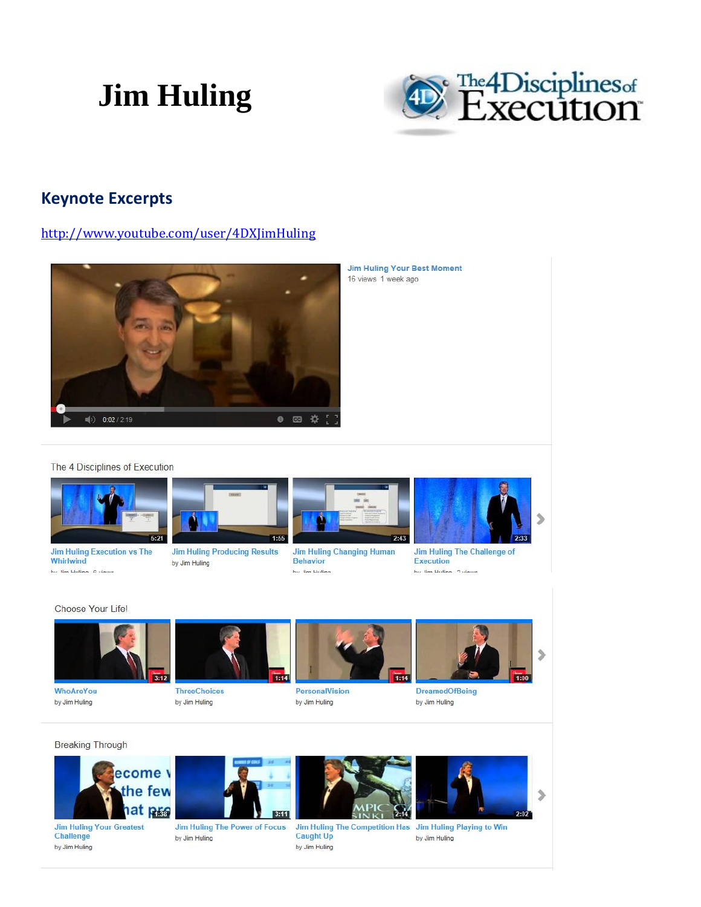# Jim Huling

## Keynote Excerpts

http://www.youtube.com/user/4DXJimHuling

Jim Huling Your Best Moment
16 views 1 week ago

0:02 / 2:19

The 4 Disciplines of Execution

- 5:21 Jim Huling Execution vs The Whirlwind — by Jim Huling 6 views
- 1:55 Jim Huling Producing Results — by Jim Huling
- 2:43 Jim Huling Changing Human Behavior — by Jim Huling
- 2:33 Jim Huling The Challenge of Execution — by Jim Huling 2 views

Choose Your Life!

- 3:12 WhoAreYou — by Jim Huling
- 1:14 ThreeChoices — by Jim Huling
- 1:14 PersonalVision — by Jim Huling
- 1:00 DreamedOfBeing — by Jim Huling

Breaking Through

- 1:38 Jim Huling Your Greatest Challenge — by Jim Huling
- 3:11 Jim Huling The Power of Focus — by Jim Huling
- 2:14 Jim Huling The Competition Has Caught Up — by Jim Huling
- 2:02 Jim Huling Playing to Win — by Jim Huling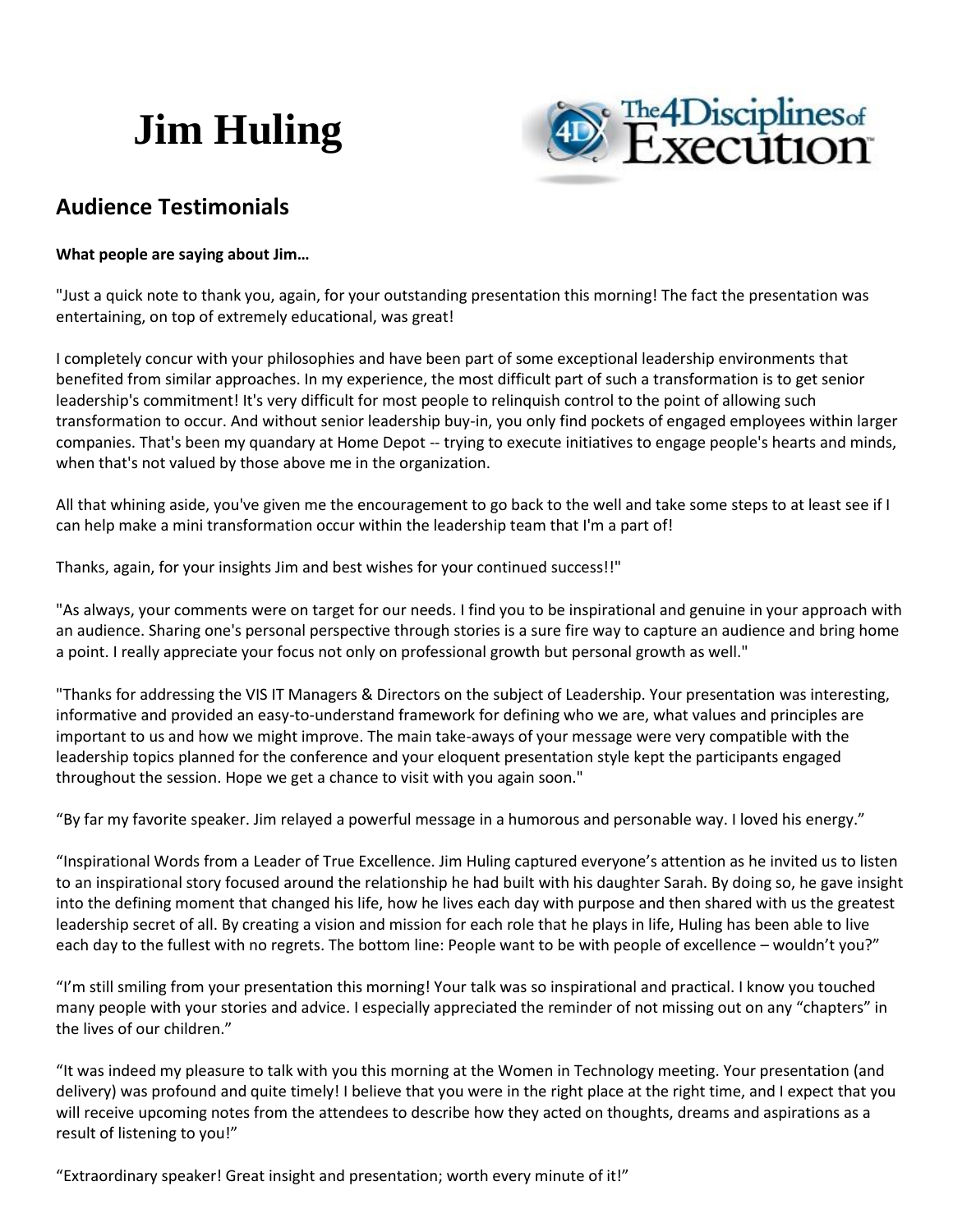# Jim Huling

## Audience Testimonials

**What people are saying about Jim…**

"Just a quick note to thank you, again, for your outstanding presentation this morning! The fact the presentation was entertaining, on top of extremely educational, was great!

I completely concur with your philosophies and have been part of some exceptional leadership environments that benefited from similar approaches. In my experience, the most difficult part of such a transformation is to get senior leadership's commitment! It's very difficult for most people to relinquish control to the point of allowing such transformation to occur. And without senior leadership buy-in, you only find pockets of engaged employees within larger companies. That's been my quandary at Home Depot -- trying to execute initiatives to engage people's hearts and minds, when that's not valued by those above me in the organization.

All that whining aside, you've given me the encouragement to go back to the well and take some steps to at least see if I can help make a mini transformation occur within the leadership team that I'm a part of!

Thanks, again, for your insights Jim and best wishes for your continued success!!"

"As always, your comments were on target for our needs. I find you to be inspirational and genuine in your approach with an audience. Sharing one's personal perspective through stories is a sure fire way to capture an audience and bring home a point. I really appreciate your focus not only on professional growth but personal growth as well."

"Thanks for addressing the VIS IT Managers & Directors on the subject of Leadership. Your presentation was interesting, informative and provided an easy-to-understand framework for defining who we are, what values and principles are important to us and how we might improve. The main take-aways of your message were very compatible with the leadership topics planned for the conference and your eloquent presentation style kept the participants engaged throughout the session. Hope we get a chance to visit with you again soon."

"By far my favorite speaker. Jim relayed a powerful message in a humorous and personable way. I loved his energy."

"Inspirational Words from a Leader of True Excellence. Jim Huling captured everyone's attention as he invited us to listen to an inspirational story focused around the relationship he had built with his daughter Sarah. By doing so, he gave insight into the defining moment that changed his life, how he lives each day with purpose and then shared with us the greatest leadership secret of all. By creating a vision and mission for each role that he plays in life, Huling has been able to live each day to the fullest with no regrets. The bottom line: People want to be with people of excellence – wouldn't you?"

"I'm still smiling from your presentation this morning! Your talk was so inspirational and practical. I know you touched many people with your stories and advice. I especially appreciated the reminder of not missing out on any "chapters" in the lives of our children."

"It was indeed my pleasure to talk with you this morning at the Women in Technology meeting. Your presentation (and delivery) was profound and quite timely! I believe that you were in the right place at the right time, and I expect that you will receive upcoming notes from the attendees to describe how they acted on thoughts, dreams and aspirations as a result of listening to you!"

"Extraordinary speaker! Great insight and presentation; worth every minute of it!"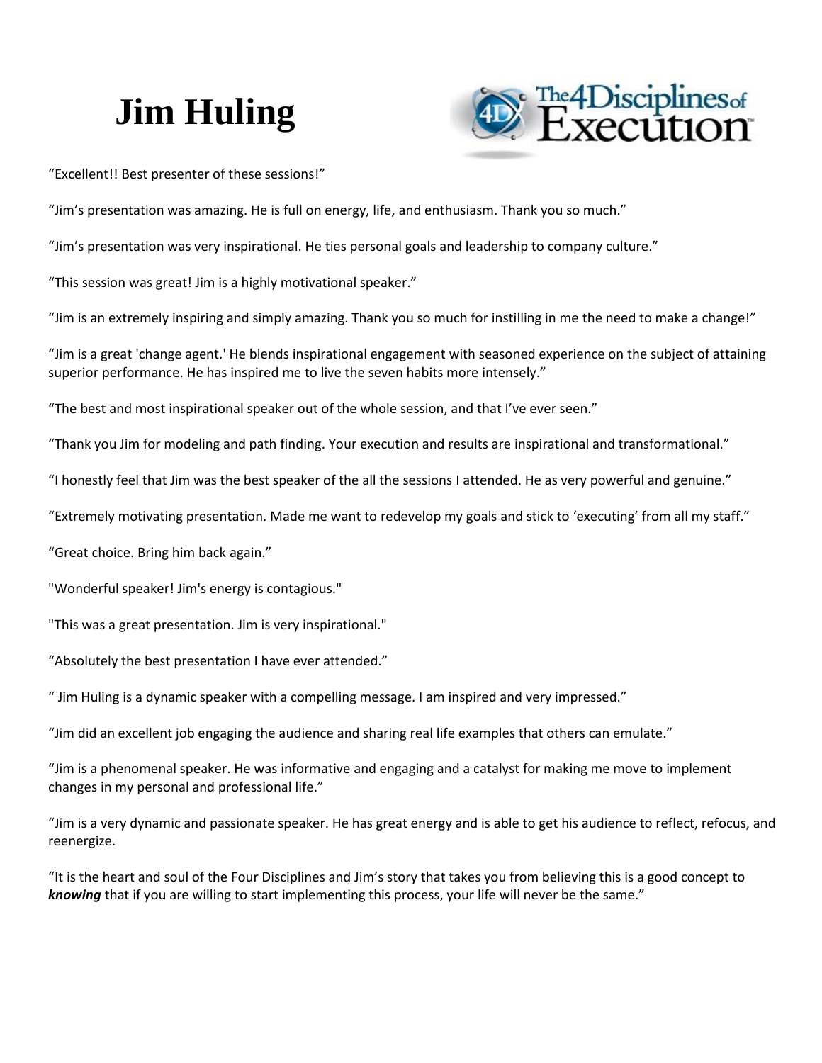# Jim Huling

The 4Disciplines of Execution

“Excellent!! Best presenter of these sessions!”

“Jim’s presentation was amazing. He is full on energy, life, and enthusiasm. Thank you so much.”

“Jim’s presentation was very inspirational. He ties personal goals and leadership to company culture.”

“This session was great! Jim is a highly motivational speaker.”

“Jim is an extremely inspiring and simply amazing. Thank you so much for instilling in me the need to make a change!”

“Jim is a great 'change agent.' He blends inspirational engagement with seasoned experience on the subject of attaining superior performance. He has inspired me to live the seven habits more intensely.”

“The best and most inspirational speaker out of the whole session, and that I’ve ever seen.”

“Thank you Jim for modeling and path finding. Your execution and results are inspirational and transformational.”

“I honestly feel that Jim was the best speaker of the all the sessions I attended. He as very powerful and genuine.”

“Extremely motivating presentation. Made me want to redevelop my goals and stick to ‘executing’ from all my staff.”

“Great choice. Bring him back again.”

"Wonderful speaker! Jim's energy is contagious."

"This was a great presentation. Jim is very inspirational."

“Absolutely the best presentation I have ever attended.”

“ Jim Huling is a dynamic speaker with a compelling message. I am inspired and very impressed.”

“Jim did an excellent job engaging the audience and sharing real life examples that others can emulate.”

“Jim is a phenomenal speaker. He was informative and engaging and a catalyst for making me move to implement changes in my personal and professional life.”

“Jim is a very dynamic and passionate speaker. He has great energy and is able to get his audience to reflect, refocus, and reenergize.

“It is the heart and soul of the Four Disciplines and Jim’s story that takes you from believing this is a good concept to ***knowing*** that if you are willing to start implementing this process, your life will never be the same.”